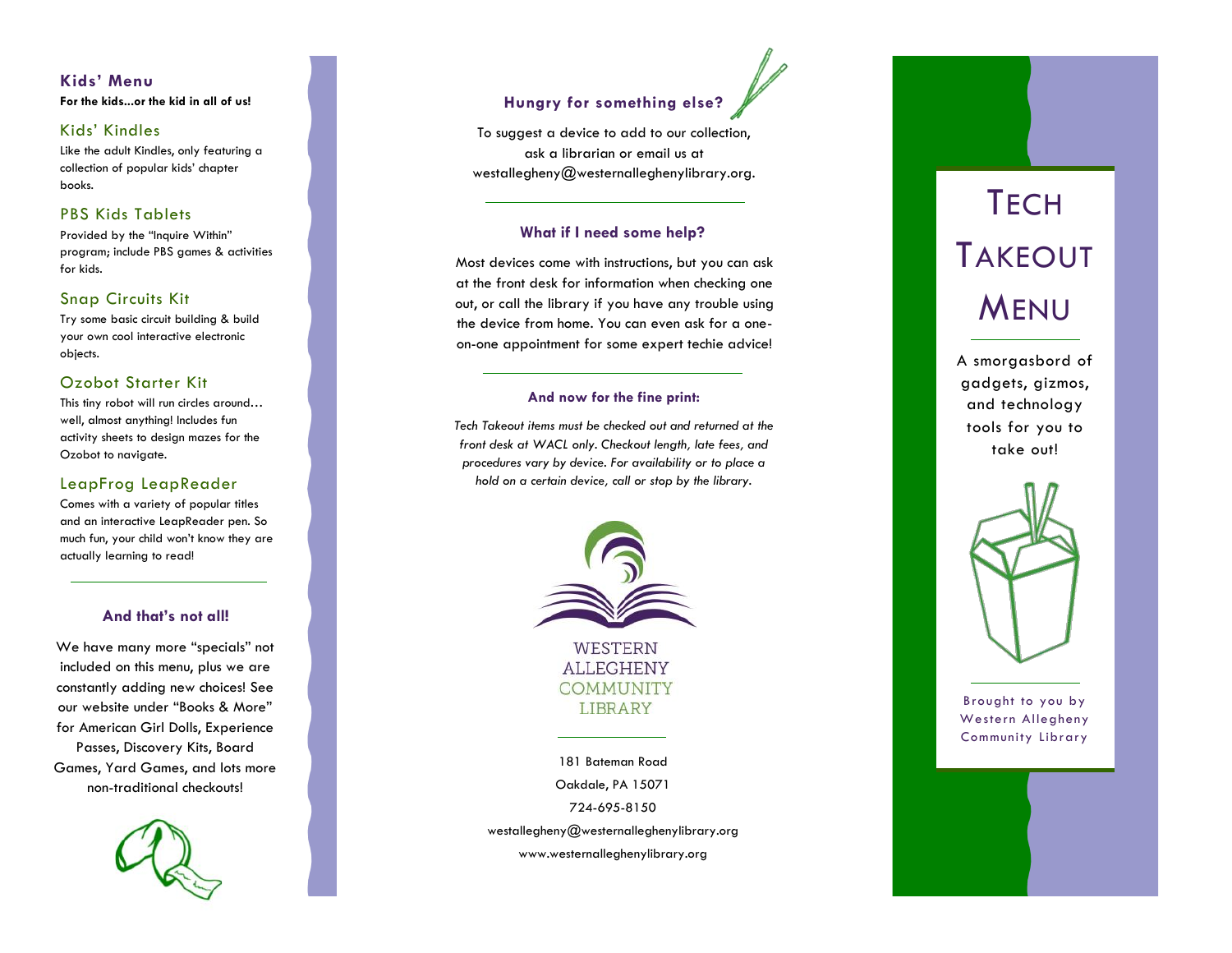## Kids' Menu

**For the kids...or the kid in all of us!**

### Kids' Kindles

Like the adult Kindles, only featuring a collection of popular kids' chapter books.

### PBS Kids Tablets

Provided by the "Inquire Within" program; include PBS games & activities for kids.

### Snap Circuits Kit

Try some basic circuit building & build your own cool interactive electronic objects.

### Ozobot Starter Kit

This tiny robot will run circles around… well, almost anything! Includes fun activity sheets to design mazes for the Ozobot to navigate.

### LeapFrog LeapReader

Comes with a variety of popular titles and an interactive LeapReader pen. So much fun, your child won't know they are actually learning to read!

---

**And that's not all!**

We have many more "specials" not included on this menu, plus we are constantly adding new choices! See our website under "Books & More" for American Girl Dolls, Experience Passes, Discovery Kits, Board Games, Yard Games, and lots more non-traditional checkouts!

**Hungry for something else?**

To suggest a device to add to our collection, ask a librarian or email us at westallegheny@westernalleghenylibrary.org.

---

**What if I need some help?**

Most devices come with instructions, but you can ask at the front desk for information when checking one out, or call the library if you have any trouble using the device from home. You can even ask for a one-on-one appointment for some expert techie advice!

---

**And now for the fine print:**

*Tech Takeout items must be checked out and returned at the front desk at WACL only. Checkout length, late fees, and procedures vary by device. For availability or to place a hold on a certain device, call or stop by the library.*

WESTERN ALLEGHENY COMMUNITY LIBRARY

181 Bateman Road
Oakdale, PA 15071
724-695-8150
westallegheny@westernalleghenylibrary.org
www.westernalleghenylibrary.org

# TECH TAKEOUT MENU

A smorgasbord of gadgets, gizmos, and technology tools for you to take out!

Brought to you by Western Allegheny Community Library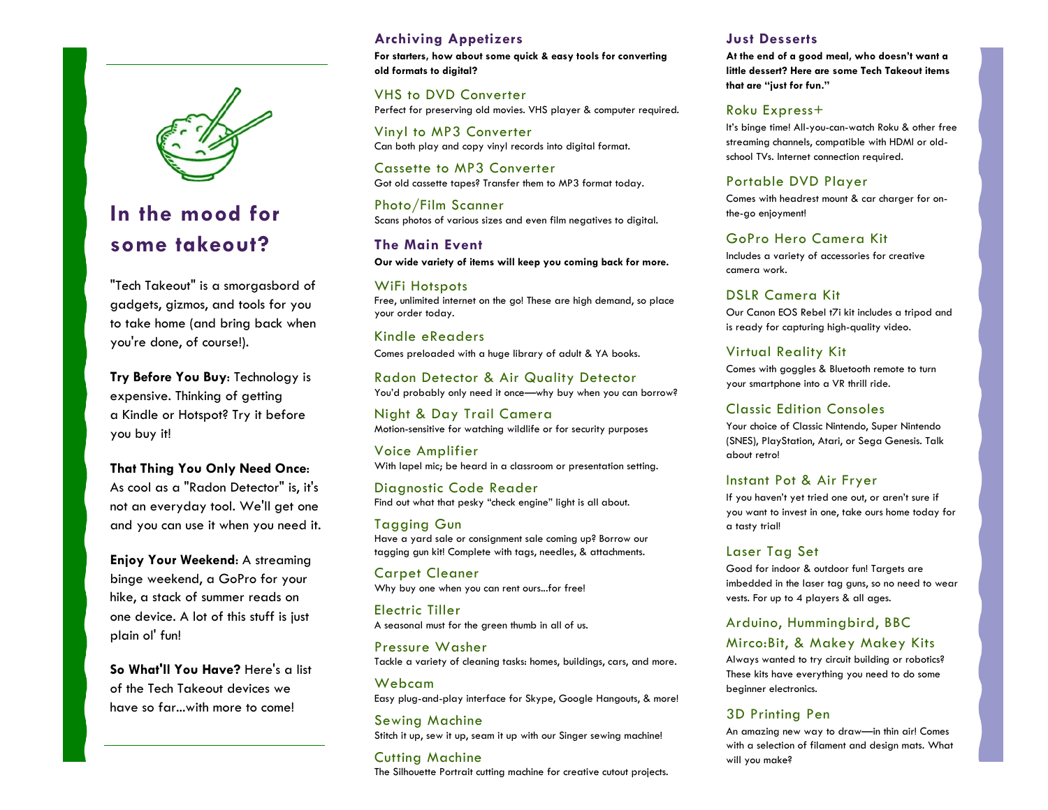## In the mood for some takeout?

"Tech Takeout" is a smorgasbord of gadgets, gizmos, and tools for you to take home (and bring back when you're done, of course!).

**Try Before You Buy**: Technology is expensive. Thinking of getting a Kindle or Hotspot? Try it before you buy it!

**That Thing You Only Need Once**: As cool as a "Radon Detector" is, it's not an everyday tool. We'll get one and you can use it when you need it.

**Enjoy Your Weekend**: A streaming binge weekend, a GoPro for your hike, a stack of summer reads on one device. A lot of this stuff is just plain ol' fun!

**So What'll You Have?** Here's a list of the Tech Takeout devices we have so far...with more to come!

## Archiving Appetizers

**For starters, how about some quick & easy tools for converting old formats to digital?**

### VHS to DVD Converter
Perfect for preserving old movies. VHS player & computer required.

### Vinyl to MP3 Converter
Can both play and copy vinyl records into digital format.

### Cassette to MP3 Converter
Got old cassette tapes? Transfer them to MP3 format today.

### Photo/Film Scanner
Scans photos of various sizes and even film negatives to digital.

## The Main Event

**Our wide variety of items will keep you coming back for more.**

### WiFi Hotspots
Free, unlimited internet on the go! These are high demand, so place your order today.

### Kindle eReaders
Comes preloaded with a huge library of adult & YA books.

### Radon Detector & Air Quality Detector
You'd probably only need it once—why buy when you can borrow?

### Night & Day Trail Camera
Motion-sensitive for watching wildlife or for security purposes

### Voice Amplifier
With lapel mic; be heard in a classroom or presentation setting.

### Diagnostic Code Reader
Find out what that pesky "check engine" light is all about.

### Tagging Gun
Have a yard sale or consignment sale coming up? Borrow our tagging gun kit! Complete with tags, needles, & attachments.

### Carpet Cleaner
Why buy one when you can rent ours...for free!

### Electric Tiller
A seasonal must for the green thumb in all of us.

### Pressure Washer
Tackle a variety of cleaning tasks: homes, buildings, cars, and more.

### Webcam
Easy plug-and-play interface for Skype, Google Hangouts, & more!

### Sewing Machine
Stitch it up, sew it up, seam it up with our Singer sewing machine!

### Cutting Machine
The Silhouette Portrait cutting machine for creative cutout projects.

## Just Desserts

**At the end of a good meal, who doesn't want a little dessert? Here are some Tech Takeout items that are "just for fun."**

### Roku Express+
It's binge time! All-you-can-watch Roku & other free streaming channels, compatible with HDMI or old-school TVs. Internet connection required.

### Portable DVD Player
Comes with headrest mount & car charger for on-the-go enjoyment!

### GoPro Hero Camera Kit
Includes a variety of accessories for creative camera work.

### DSLR Camera Kit
Our Canon EOS Rebel t7i kit includes a tripod and is ready for capturing high-quality video.

### Virtual Reality Kit
Comes with goggles & Bluetooth remote to turn your smartphone into a VR thrill ride.

### Classic Edition Consoles
Your choice of Classic Nintendo, Super Nintendo (SNES), PlayStation, Atari, or Sega Genesis. Talk about retro!

### Instant Pot & Air Fryer
If you haven't yet tried one out, or aren't sure if you want to invest in one, take ours home today for a tasty trial!

### Laser Tag Set
Good for indoor & outdoor fun! Targets are imbedded in the laser tag guns, so no need to wear vests. For up to 4 players & all ages.

### Arduino, Hummingbird, BBC Mirco:Bit, & Makey Makey Kits
Always wanted to try circuit building or robotics? These kits have everything you need to do some beginner electronics.

### 3D Printing Pen
An amazing new way to draw—in thin air! Comes with a selection of filament and design mats. What will you make?